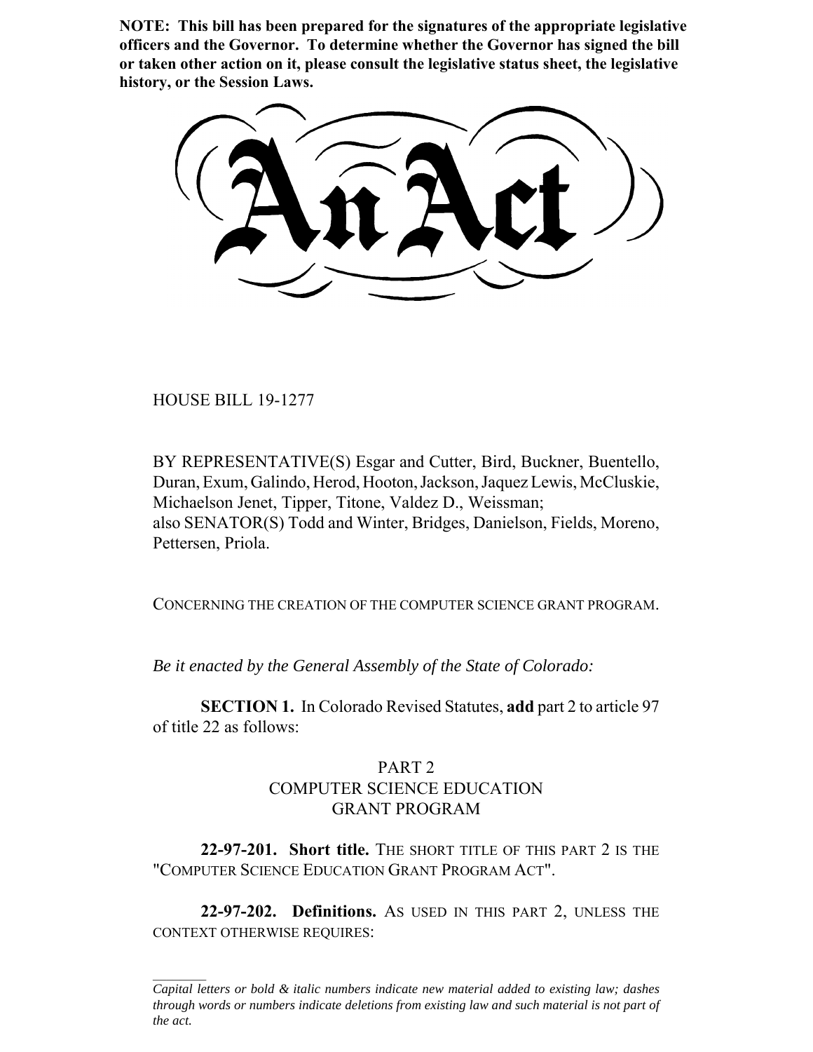**NOTE: This bill has been prepared for the signatures of the appropriate legislative officers and the Governor. To determine whether the Governor has signed the bill or taken other action on it, please consult the legislative status sheet, the legislative history, or the Session Laws.**

# An Act

HOUSE BILL 19-1277

BY REPRESENTATIVE(S) Esgar and Cutter, Bird, Buckner, Buentello, Duran, Exum, Galindo, Herod, Hooton, Jackson, Jaquez Lewis, McCluskie, Michaelson Jenet, Tipper, Titone, Valdez D., Weissman;
also SENATOR(S) Todd and Winter, Bridges, Danielson, Fields, Moreno, Pettersen, Priola.

CONCERNING THE CREATION OF THE COMPUTER SCIENCE GRANT PROGRAM.

*Be it enacted by the General Assembly of the State of Colorado:*

**SECTION 1.** In Colorado Revised Statutes, **add** part 2 to article 97 of title 22 as follows:

PART 2
COMPUTER SCIENCE EDUCATION
GRANT PROGRAM

**22-97-201. Short title.** THE SHORT TITLE OF THIS PART 2 IS THE "COMPUTER SCIENCE EDUCATION GRANT PROGRAM ACT".

**22-97-202. Definitions.** AS USED IN THIS PART 2, UNLESS THE CONTEXT OTHERWISE REQUIRES:

---

*Capital letters or bold & italic numbers indicate new material added to existing law; dashes through words or numbers indicate deletions from existing law and such material is not part of the act.*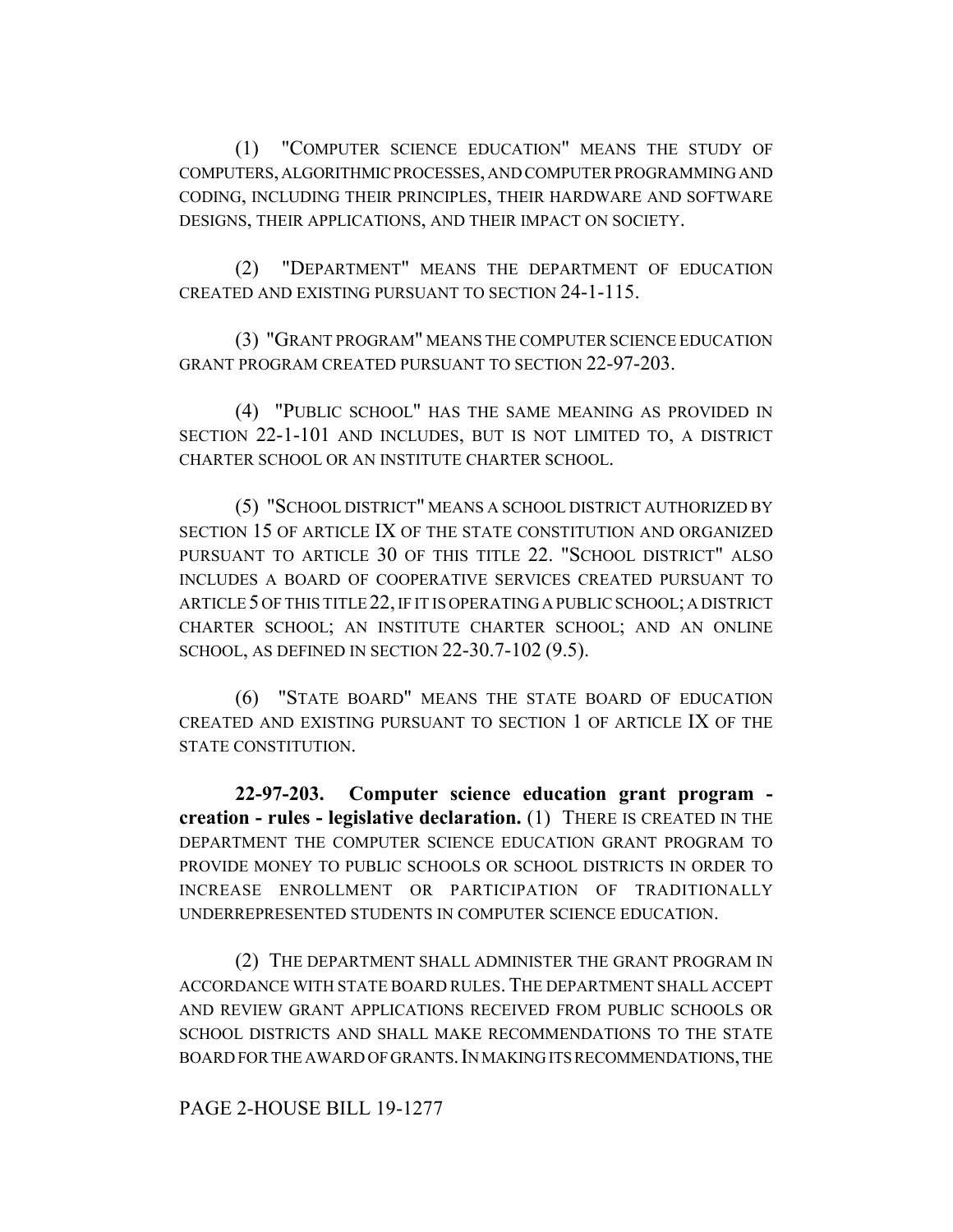(1) "COMPUTER SCIENCE EDUCATION" MEANS THE STUDY OF COMPUTERS, ALGORITHMIC PROCESSES, AND COMPUTER PROGRAMMING AND CODING, INCLUDING THEIR PRINCIPLES, THEIR HARDWARE AND SOFTWARE DESIGNS, THEIR APPLICATIONS, AND THEIR IMPACT ON SOCIETY.

(2) "DEPARTMENT" MEANS THE DEPARTMENT OF EDUCATION CREATED AND EXISTING PURSUANT TO SECTION 24-1-115.

(3) "GRANT PROGRAM" MEANS THE COMPUTER SCIENCE EDUCATION GRANT PROGRAM CREATED PURSUANT TO SECTION 22-97-203.

(4) "PUBLIC SCHOOL" HAS THE SAME MEANING AS PROVIDED IN SECTION 22-1-101 AND INCLUDES, BUT IS NOT LIMITED TO, A DISTRICT CHARTER SCHOOL OR AN INSTITUTE CHARTER SCHOOL.

(5) "SCHOOL DISTRICT" MEANS A SCHOOL DISTRICT AUTHORIZED BY SECTION 15 OF ARTICLE IX OF THE STATE CONSTITUTION AND ORGANIZED PURSUANT TO ARTICLE 30 OF THIS TITLE 22. "SCHOOL DISTRICT" ALSO INCLUDES A BOARD OF COOPERATIVE SERVICES CREATED PURSUANT TO ARTICLE 5 OF THIS TITLE 22, IF IT IS OPERATING A PUBLIC SCHOOL; A DISTRICT CHARTER SCHOOL; AN INSTITUTE CHARTER SCHOOL; AND AN ONLINE SCHOOL, AS DEFINED IN SECTION 22-30.7-102 (9.5).

(6) "STATE BOARD" MEANS THE STATE BOARD OF EDUCATION CREATED AND EXISTING PURSUANT TO SECTION 1 OF ARTICLE IX OF THE STATE CONSTITUTION.

**22-97-203. Computer science education grant program - creation - rules - legislative declaration.** (1) THERE IS CREATED IN THE DEPARTMENT THE COMPUTER SCIENCE EDUCATION GRANT PROGRAM TO PROVIDE MONEY TO PUBLIC SCHOOLS OR SCHOOL DISTRICTS IN ORDER TO INCREASE ENROLLMENT OR PARTICIPATION OF TRADITIONALLY UNDERREPRESENTED STUDENTS IN COMPUTER SCIENCE EDUCATION.

(2) THE DEPARTMENT SHALL ADMINISTER THE GRANT PROGRAM IN ACCORDANCE WITH STATE BOARD RULES. THE DEPARTMENT SHALL ACCEPT AND REVIEW GRANT APPLICATIONS RECEIVED FROM PUBLIC SCHOOLS OR SCHOOL DISTRICTS AND SHALL MAKE RECOMMENDATIONS TO THE STATE BOARD FOR THE AWARD OF GRANTS. IN MAKING ITS RECOMMENDATIONS, THE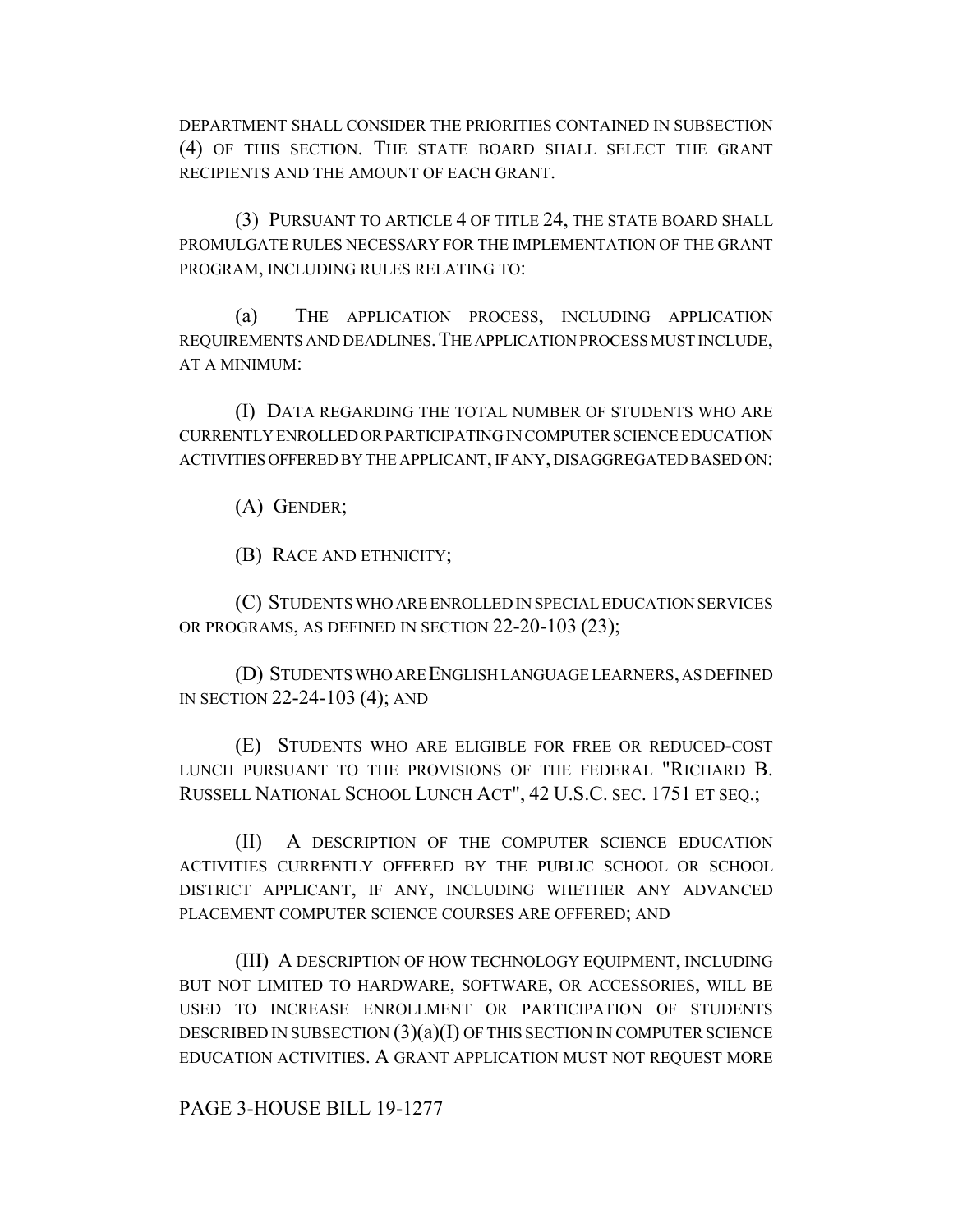DEPARTMENT SHALL CONSIDER THE PRIORITIES CONTAINED IN SUBSECTION (4) OF THIS SECTION. THE STATE BOARD SHALL SELECT THE GRANT RECIPIENTS AND THE AMOUNT OF EACH GRANT.

(3) PURSUANT TO ARTICLE 4 OF TITLE 24, THE STATE BOARD SHALL PROMULGATE RULES NECESSARY FOR THE IMPLEMENTATION OF THE GRANT PROGRAM, INCLUDING RULES RELATING TO:

(a) THE APPLICATION PROCESS, INCLUDING APPLICATION REQUIREMENTS AND DEADLINES. THE APPLICATION PROCESS MUST INCLUDE, AT A MINIMUM:

(I) DATA REGARDING THE TOTAL NUMBER OF STUDENTS WHO ARE CURRENTLY ENROLLED OR PARTICIPATING IN COMPUTER SCIENCE EDUCATION ACTIVITIES OFFERED BY THE APPLICANT, IF ANY, DISAGGREGATED BASED ON:

(A) GENDER;

(B) RACE AND ETHNICITY;

(C) STUDENTS WHO ARE ENROLLED IN SPECIAL EDUCATION SERVICES OR PROGRAMS, AS DEFINED IN SECTION 22-20-103 (23);

(D) STUDENTS WHO ARE ENGLISH LANGUAGE LEARNERS, AS DEFINED IN SECTION 22-24-103 (4); AND

(E) STUDENTS WHO ARE ELIGIBLE FOR FREE OR REDUCED-COST LUNCH PURSUANT TO THE PROVISIONS OF THE FEDERAL "RICHARD B. RUSSELL NATIONAL SCHOOL LUNCH ACT", 42 U.S.C. SEC. 1751 ET SEQ.;

(II) A DESCRIPTION OF THE COMPUTER SCIENCE EDUCATION ACTIVITIES CURRENTLY OFFERED BY THE PUBLIC SCHOOL OR SCHOOL DISTRICT APPLICANT, IF ANY, INCLUDING WHETHER ANY ADVANCED PLACEMENT COMPUTER SCIENCE COURSES ARE OFFERED; AND

(III) A DESCRIPTION OF HOW TECHNOLOGY EQUIPMENT, INCLUDING BUT NOT LIMITED TO HARDWARE, SOFTWARE, OR ACCESSORIES, WILL BE USED TO INCREASE ENROLLMENT OR PARTICIPATION OF STUDENTS DESCRIBED IN SUBSECTION (3)(a)(I) OF THIS SECTION IN COMPUTER SCIENCE EDUCATION ACTIVITIES. A GRANT APPLICATION MUST NOT REQUEST MORE

PAGE 3-HOUSE BILL 19-1277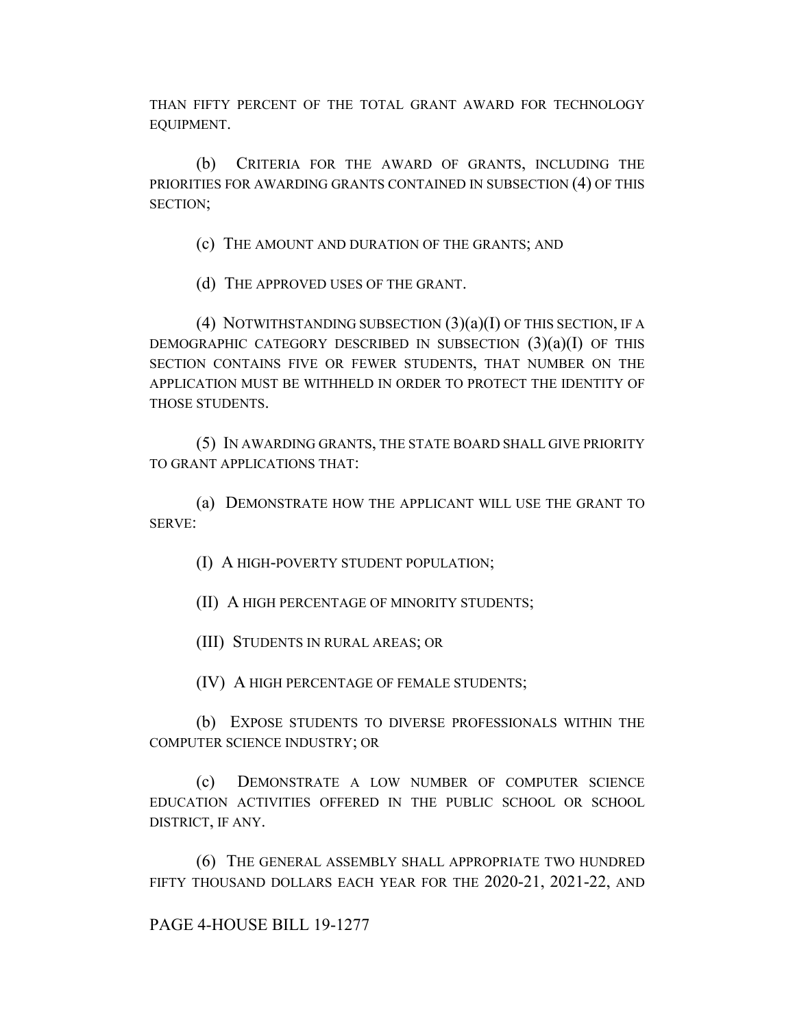THAN FIFTY PERCENT OF THE TOTAL GRANT AWARD FOR TECHNOLOGY EQUIPMENT.

(b) CRITERIA FOR THE AWARD OF GRANTS, INCLUDING THE PRIORITIES FOR AWARDING GRANTS CONTAINED IN SUBSECTION (4) OF THIS SECTION;

(c) THE AMOUNT AND DURATION OF THE GRANTS; AND

(d) THE APPROVED USES OF THE GRANT.

(4) NOTWITHSTANDING SUBSECTION (3)(a)(I) OF THIS SECTION, IF A DEMOGRAPHIC CATEGORY DESCRIBED IN SUBSECTION (3)(a)(I) OF THIS SECTION CONTAINS FIVE OR FEWER STUDENTS, THAT NUMBER ON THE APPLICATION MUST BE WITHHELD IN ORDER TO PROTECT THE IDENTITY OF THOSE STUDENTS.

(5) IN AWARDING GRANTS, THE STATE BOARD SHALL GIVE PRIORITY TO GRANT APPLICATIONS THAT:

(a) DEMONSTRATE HOW THE APPLICANT WILL USE THE GRANT TO SERVE:

(I) A HIGH-POVERTY STUDENT POPULATION;

(II) A HIGH PERCENTAGE OF MINORITY STUDENTS;

(III) STUDENTS IN RURAL AREAS; OR

(IV) A HIGH PERCENTAGE OF FEMALE STUDENTS;

(b) EXPOSE STUDENTS TO DIVERSE PROFESSIONALS WITHIN THE COMPUTER SCIENCE INDUSTRY; OR

(c) DEMONSTRATE A LOW NUMBER OF COMPUTER SCIENCE EDUCATION ACTIVITIES OFFERED IN THE PUBLIC SCHOOL OR SCHOOL DISTRICT, IF ANY.

(6) THE GENERAL ASSEMBLY SHALL APPROPRIATE TWO HUNDRED FIFTY THOUSAND DOLLARS EACH YEAR FOR THE 2020-21, 2021-22, AND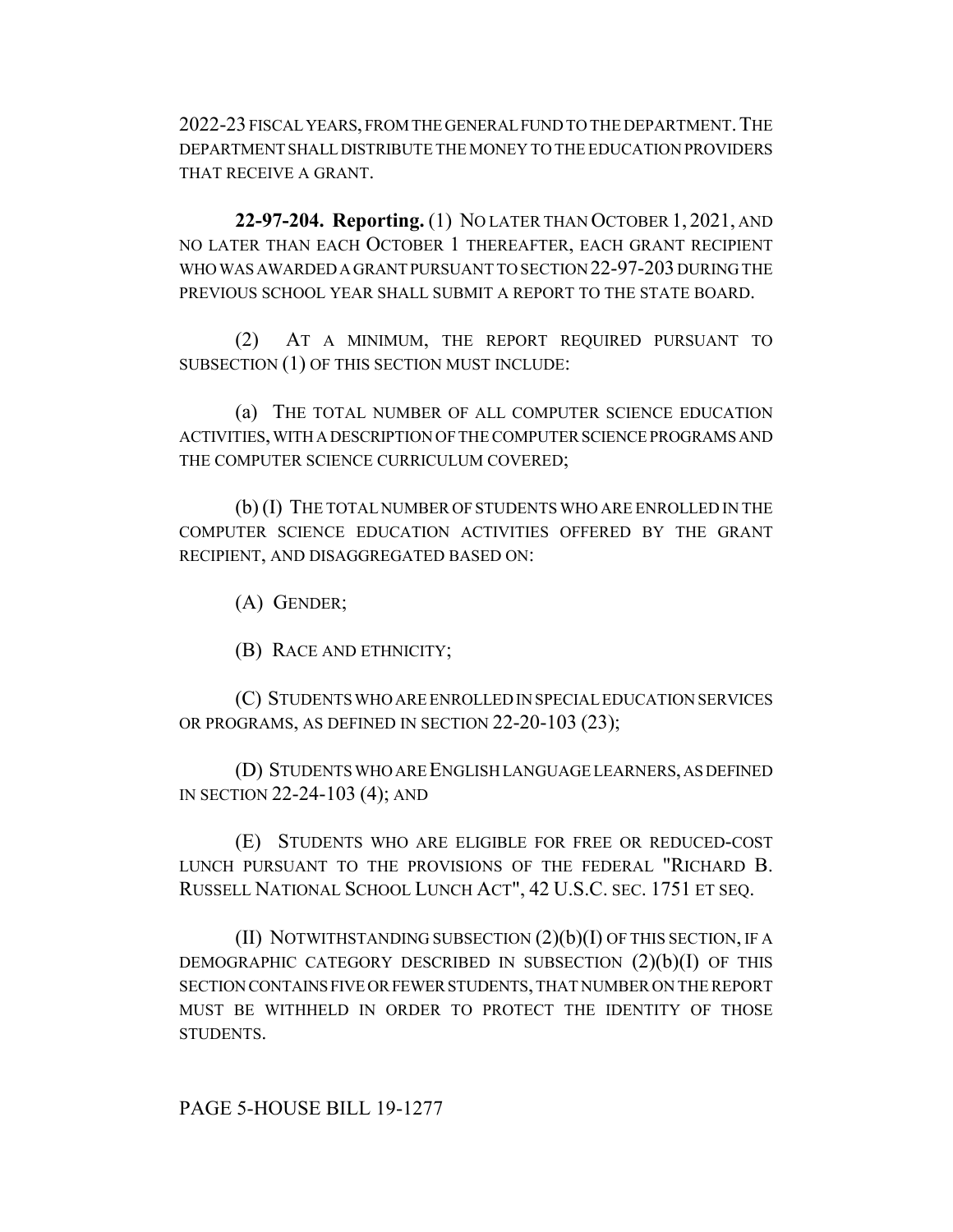2022-23 FISCAL YEARS, FROM THE GENERAL FUND TO THE DEPARTMENT. THE DEPARTMENT SHALL DISTRIBUTE THE MONEY TO THE EDUCATION PROVIDERS THAT RECEIVE A GRANT.

**22-97-204. Reporting.** (1) NO LATER THAN OCTOBER 1, 2021, AND NO LATER THAN EACH OCTOBER 1 THEREAFTER, EACH GRANT RECIPIENT WHO WAS AWARDED A GRANT PURSUANT TO SECTION 22-97-203 DURING THE PREVIOUS SCHOOL YEAR SHALL SUBMIT A REPORT TO THE STATE BOARD.

(2) AT A MINIMUM, THE REPORT REQUIRED PURSUANT TO SUBSECTION (1) OF THIS SECTION MUST INCLUDE:

(a) THE TOTAL NUMBER OF ALL COMPUTER SCIENCE EDUCATION ACTIVITIES, WITH A DESCRIPTION OF THE COMPUTER SCIENCE PROGRAMS AND THE COMPUTER SCIENCE CURRICULUM COVERED;

(b) (I) THE TOTAL NUMBER OF STUDENTS WHO ARE ENROLLED IN THE COMPUTER SCIENCE EDUCATION ACTIVITIES OFFERED BY THE GRANT RECIPIENT, AND DISAGGREGATED BASED ON:

(A) GENDER;

(B) RACE AND ETHNICITY;

(C) STUDENTS WHO ARE ENROLLED IN SPECIAL EDUCATION SERVICES OR PROGRAMS, AS DEFINED IN SECTION 22-20-103 (23);

(D) STUDENTS WHO ARE ENGLISH LANGUAGE LEARNERS, AS DEFINED IN SECTION 22-24-103 (4); AND

(E) STUDENTS WHO ARE ELIGIBLE FOR FREE OR REDUCED-COST LUNCH PURSUANT TO THE PROVISIONS OF THE FEDERAL "RICHARD B. RUSSELL NATIONAL SCHOOL LUNCH ACT", 42 U.S.C. SEC. 1751 ET SEQ.

(II) NOTWITHSTANDING SUBSECTION (2)(b)(I) OF THIS SECTION, IF A DEMOGRAPHIC CATEGORY DESCRIBED IN SUBSECTION (2)(b)(I) OF THIS SECTION CONTAINS FIVE OR FEWER STUDENTS, THAT NUMBER ON THE REPORT MUST BE WITHHELD IN ORDER TO PROTECT THE IDENTITY OF THOSE STUDENTS.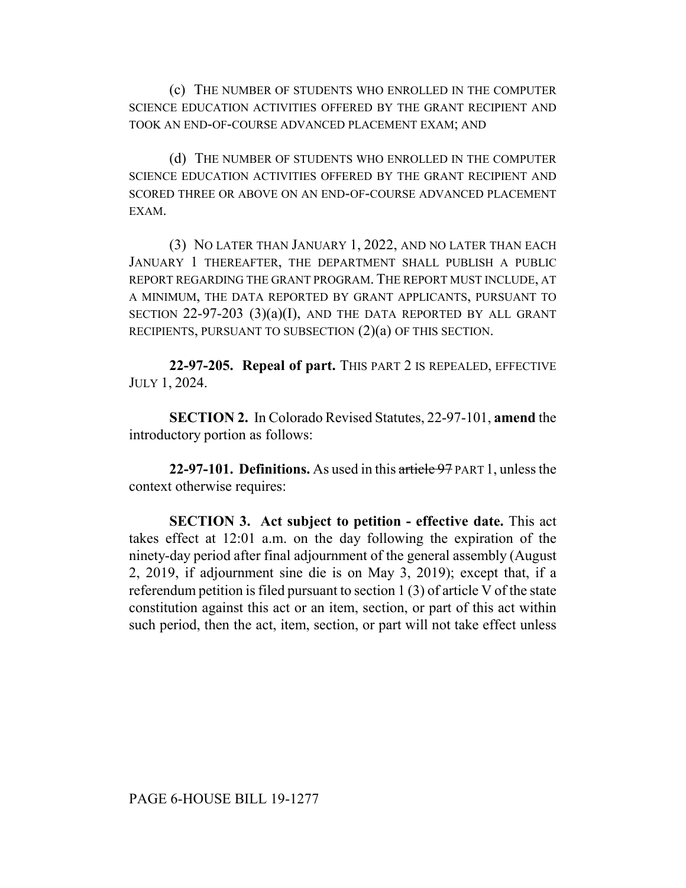(c) THE NUMBER OF STUDENTS WHO ENROLLED IN THE COMPUTER SCIENCE EDUCATION ACTIVITIES OFFERED BY THE GRANT RECIPIENT AND TOOK AN END-OF-COURSE ADVANCED PLACEMENT EXAM; AND

(d) THE NUMBER OF STUDENTS WHO ENROLLED IN THE COMPUTER SCIENCE EDUCATION ACTIVITIES OFFERED BY THE GRANT RECIPIENT AND SCORED THREE OR ABOVE ON AN END-OF-COURSE ADVANCED PLACEMENT EXAM.

(3) NO LATER THAN JANUARY 1, 2022, AND NO LATER THAN EACH JANUARY 1 THEREAFTER, THE DEPARTMENT SHALL PUBLISH A PUBLIC REPORT REGARDING THE GRANT PROGRAM. THE REPORT MUST INCLUDE, AT A MINIMUM, THE DATA REPORTED BY GRANT APPLICANTS, PURSUANT TO SECTION 22-97-203 (3)(a)(I), AND THE DATA REPORTED BY ALL GRANT RECIPIENTS, PURSUANT TO SUBSECTION (2)(a) OF THIS SECTION.

**22-97-205. Repeal of part.** THIS PART 2 IS REPEALED, EFFECTIVE JULY 1, 2024.

**SECTION 2.** In Colorado Revised Statutes, 22-97-101, **amend** the introductory portion as follows:

**22-97-101. Definitions.** As used in this ~~article 97~~ PART 1, unless the context otherwise requires:

**SECTION 3. Act subject to petition - effective date.** This act takes effect at 12:01 a.m. on the day following the expiration of the ninety-day period after final adjournment of the general assembly (August 2, 2019, if adjournment sine die is on May 3, 2019); except that, if a referendum petition is filed pursuant to section 1 (3) of article V of the state constitution against this act or an item, section, or part of this act within such period, then the act, item, section, or part will not take effect unless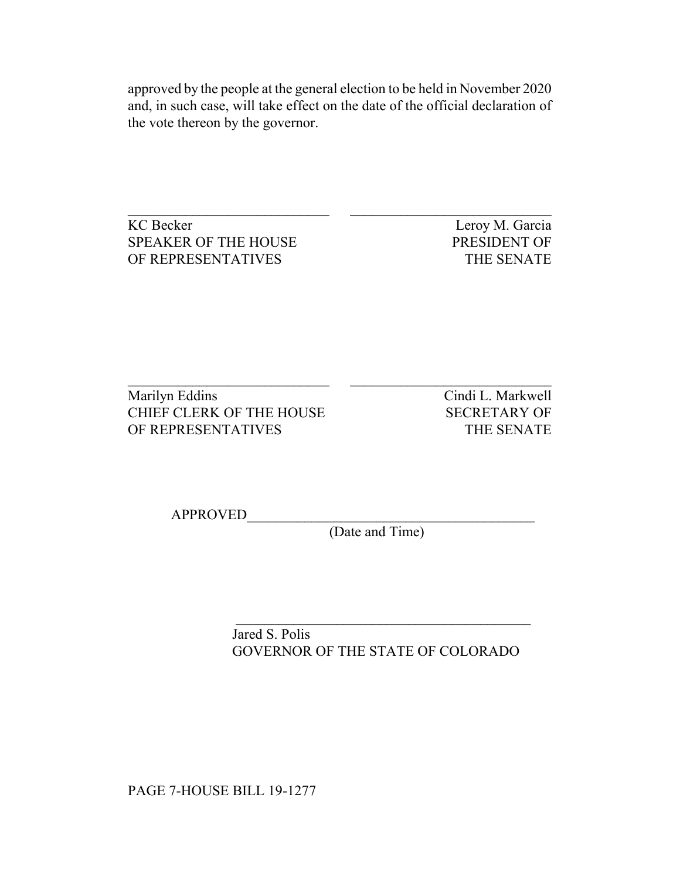approved by the people at the general election to be held in November 2020 and, in such case, will take effect on the date of the official declaration of the vote thereon by the governor.

\_\_\_\_\_\_\_\_\_\_\_\_\_\_\_\_\_\_\_\_\_\_\_\_\_\_\_\_
KC Becker
SPEAKER OF THE HOUSE
OF REPRESENTATIVES

\_\_\_\_\_\_\_\_\_\_\_\_\_\_\_\_\_\_\_\_\_\_\_\_\_\_\_\_
Leroy M. Garcia
PRESIDENT OF
THE SENATE

\_\_\_\_\_\_\_\_\_\_\_\_\_\_\_\_\_\_\_\_\_\_\_\_\_\_\_\_
Marilyn Eddins
CHIEF CLERK OF THE HOUSE
OF REPRESENTATIVES

\_\_\_\_\_\_\_\_\_\_\_\_\_\_\_\_\_\_\_\_\_\_\_\_\_\_\_\_
Cindi L. Markwell
SECRETARY OF
THE SENATE

APPROVED\_\_\_\_\_\_\_\_\_\_\_\_\_\_\_\_\_\_\_\_\_\_\_\_\_\_\_\_\_\_\_\_\_\_\_\_\_\_\_\_
(Date and Time)

\_\_\_\_\_\_\_\_\_\_\_\_\_\_\_\_\_\_\_\_\_\_\_\_\_\_\_\_\_\_\_\_\_\_\_\_\_\_\_\_\_\_
Jared S. Polis
GOVERNOR OF THE STATE OF COLORADO

PAGE 7-HOUSE BILL 19-1277